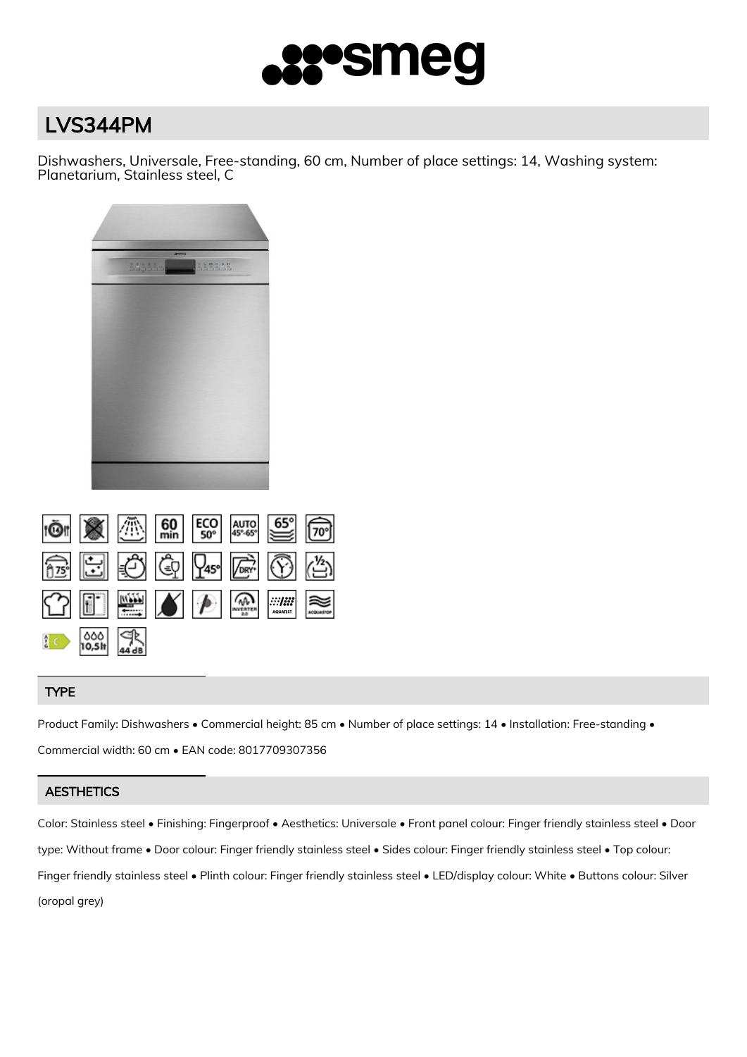# LVS344PM

Dishwashers, Universale, Free-standing, 60 cm, Number of place settings: 14, Washing system: Planetarium, Stainless steel, C

## TYPE

Product Family: Dishwashers • Commercial height: 85 cm • Number of place settings: 14 • Installation: Free-standing • Commercial width: 60 cm • EAN code: 8017709307356

## AESTHETICS

Color: Stainless steel • Finishing: Fingerproof • Aesthetics: Universale • Front panel colour: Finger friendly stainless steel • Door type: Without frame • Door colour: Finger friendly stainless steel • Sides colour: Finger friendly stainless steel • Top colour: Finger friendly stainless steel • Plinth colour: Finger friendly stainless steel • LED/display colour: White • Buttons colour: Silver (oropal grey)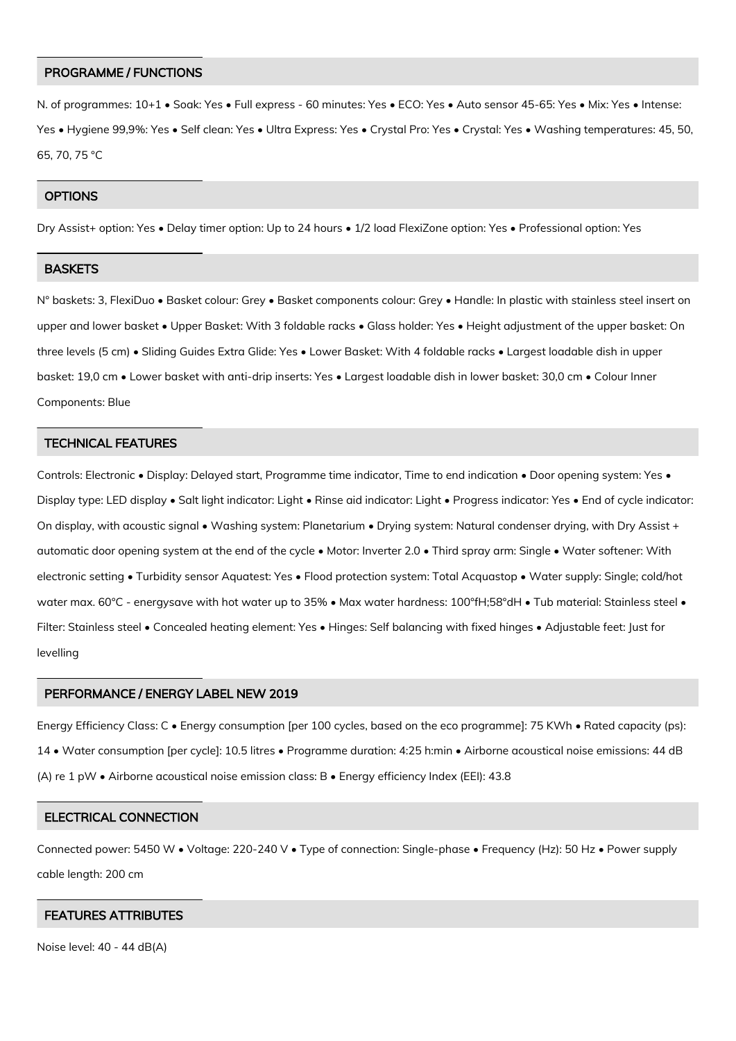## PROGRAMME / FUNCTIONS

N. of programmes: 10+1 • Soak: Yes • Full express - 60 minutes: Yes • ECO: Yes • Auto sensor 45-65: Yes • Mix: Yes • Intense: Yes • Hygiene 99,9%: Yes • Self clean: Yes • Ultra Express: Yes • Crystal Pro: Yes • Crystal: Yes • Washing temperatures: 45, 50, 65, 70, 75 °C

## OPTIONS

Dry Assist+ option: Yes • Delay timer option: Up to 24 hours • 1/2 load FlexiZone option: Yes • Professional option: Yes

## BASKETS

N° baskets: 3, FlexiDuo • Basket colour: Grey • Basket components colour: Grey • Handle: In plastic with stainless steel insert on upper and lower basket • Upper Basket: With 3 foldable racks • Glass holder: Yes • Height adjustment of the upper basket: On three levels (5 cm) • Sliding Guides Extra Glide: Yes • Lower Basket: With 4 foldable racks • Largest loadable dish in upper basket: 19,0 cm • Lower basket with anti-drip inserts: Yes • Largest loadable dish in lower basket: 30,0 cm • Colour Inner Components: Blue

## TECHNICAL FEATURES

Controls: Electronic • Display: Delayed start, Programme time indicator, Time to end indication • Door opening system: Yes • Display type: LED display • Salt light indicator: Light • Rinse aid indicator: Light • Progress indicator: Yes • End of cycle indicator: On display, with acoustic signal • Washing system: Planetarium • Drying system: Natural condenser drying, with Dry Assist + automatic door opening system at the end of the cycle • Motor: Inverter 2.0 • Third spray arm: Single • Water softener: With electronic setting • Turbidity sensor Aquatest: Yes • Flood protection system: Total Acquastop • Water supply: Single; cold/hot water max. 60°C - energysave with hot water up to 35% • Max water hardness: 100°fH;58°dH • Tub material: Stainless steel • Filter: Stainless steel • Concealed heating element: Yes • Hinges: Self balancing with fixed hinges • Adjustable feet: Just for levelling

## PERFORMANCE / ENERGY LABEL NEW 2019

Energy Efficiency Class: C • Energy consumption [per 100 cycles, based on the eco programme]: 75 KWh • Rated capacity (ps): 14 • Water consumption [per cycle]: 10.5 litres • Programme duration: 4:25 h:min • Airborne acoustical noise emissions: 44 dB (A) re 1 pW • Airborne acoustical noise emission class: B • Energy efficiency Index (EEI): 43.8

## ELECTRICAL CONNECTION

Connected power: 5450 W • Voltage: 220-240 V • Type of connection: Single-phase • Frequency (Hz): 50 Hz • Power supply cable length: 200 cm

## FEATURES ATTRIBUTES

Noise level: 40 - 44 dB(A)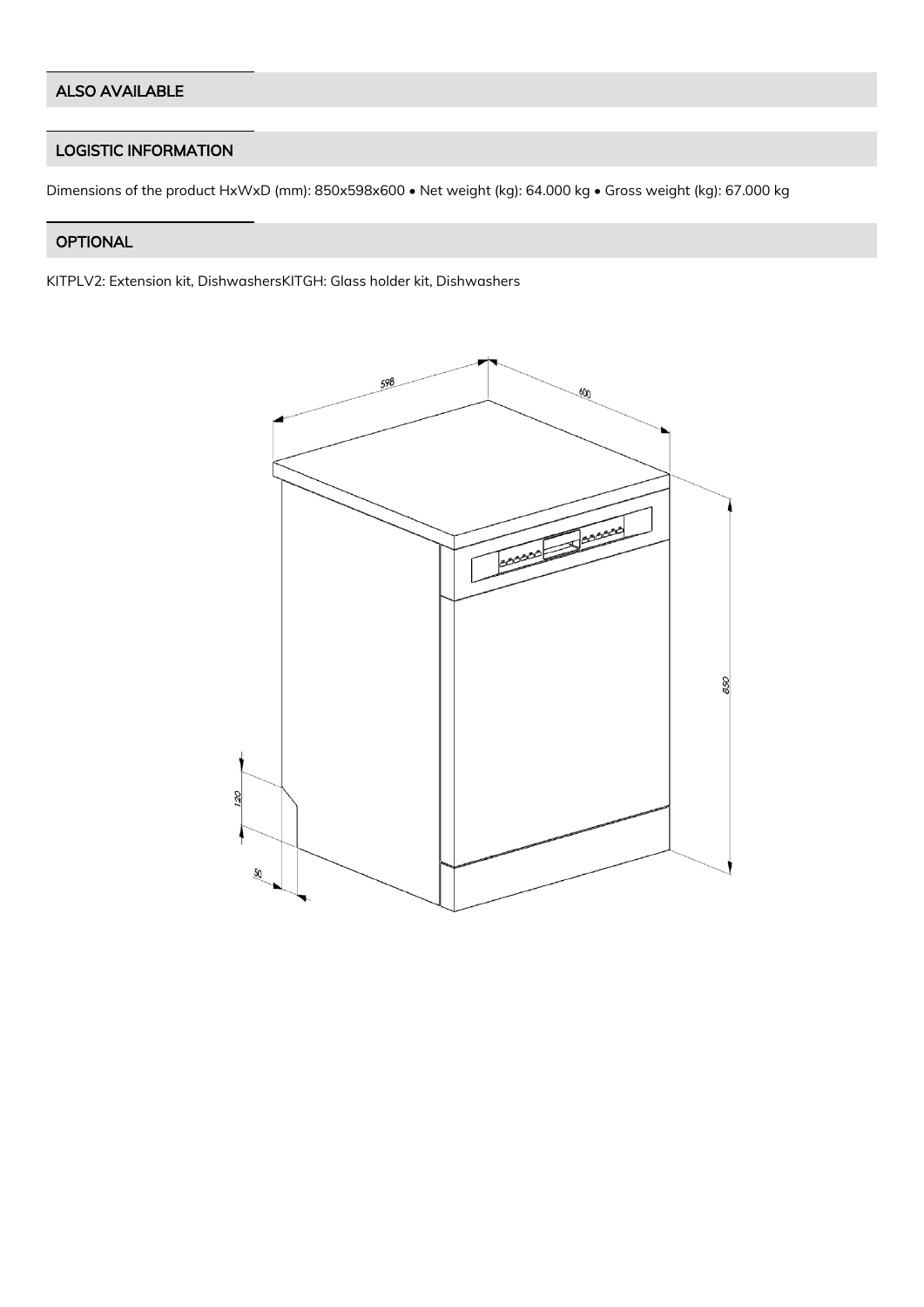## ALSO AVAILABLE

## LOGISTIC INFORMATION

Dimensions of the product HxWxD (mm): 850x598x600 • Net weight (kg): 64.000 kg • Gross weight (kg): 67.000 kg

## OPTIONAL

KITPLV2: Extension kit, DishwashersKITGH: Glass holder kit, Dishwashers

598

600

850

120

50